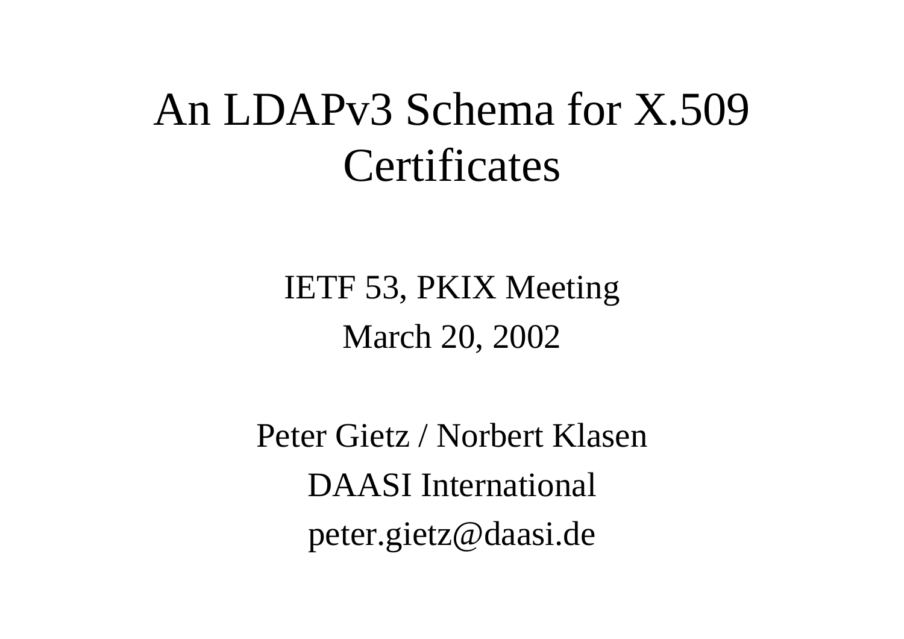# An LDAPv3 Schema for X.509 Certificates

IETF 53, PKIX Meeting

March 20, 2002

Peter Gietz / Norbert Klasen

DAASI International

peter.gietz@daasi.de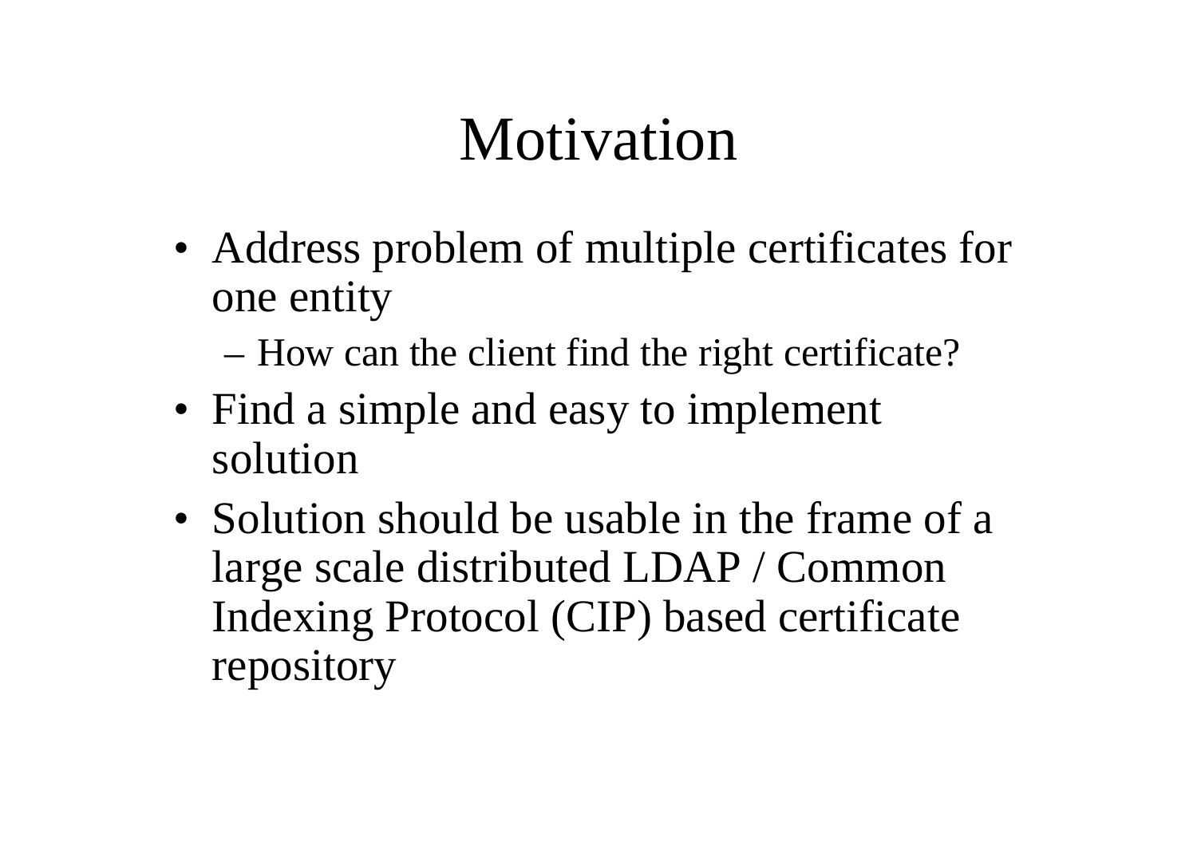# Motivation

- Address problem of multiple certificates for one entity
  - How can the client find the right certificate?
- Find a simple and easy to implement solution
- Solution should be usable in the frame of a large scale distributed LDAP / Common Indexing Protocol (CIP) based certificate repository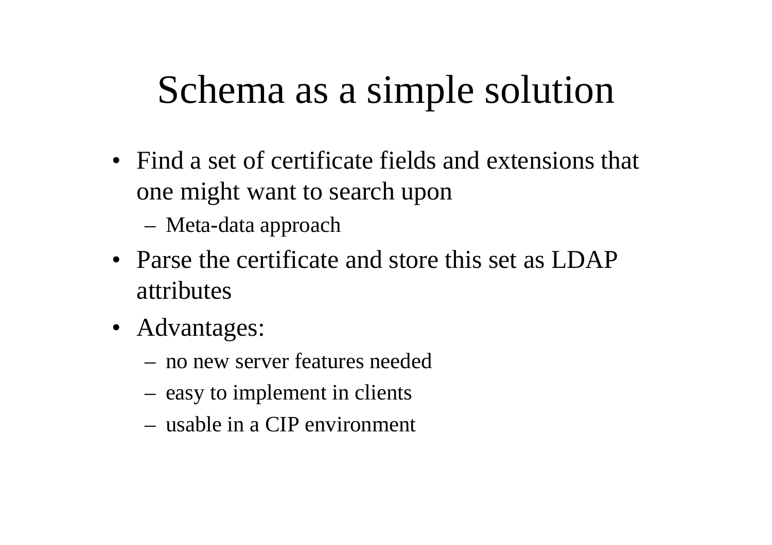# Schema as a simple solution

- Find a set of certificate fields and extensions that one might want to search upon
  - Meta-data approach
- Parse the certificate and store this set as LDAP attributes
- Advantages:
  - no new server features needed
  - easy to implement in clients
  - usable in a CIP environment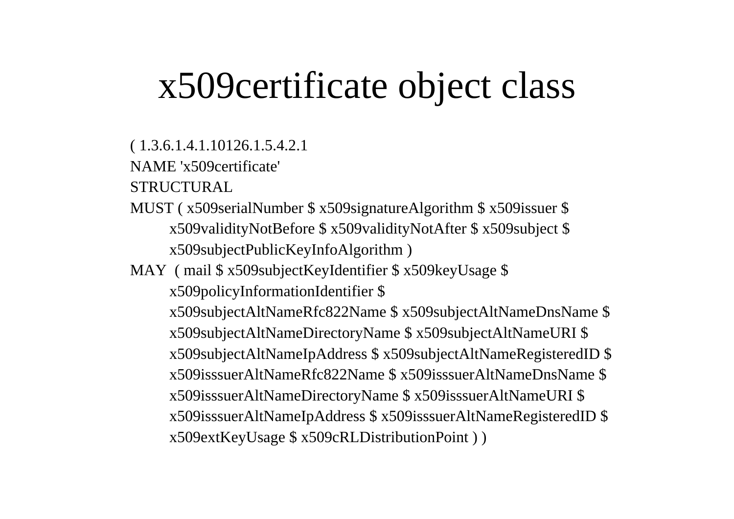# x509certificate object class

```
( 1.3.6.1.4.1.10126.1.5.4.2.1
NAME 'x509certificate'
STRUCTURAL
MUST ( x509serialNumber $ x509signatureAlgorithm $ x509issuer $
       x509validityNotBefore $ x509validityNotAfter $ x509subject $
       x509subjectPublicKeyInfoAlgorithm )
MAY  ( mail $ x509subjectKeyIdentifier $ x509keyUsage $
       x509policyInformationIdentifier $
       x509subjectAltNameRfc822Name $ x509subjectAltNameDnsName $
       x509subjectAltNameDirectoryName $ x509subjectAltNameURI $
       x509subjectAltNameIpAddress $ x509subjectAltNameRegisteredID $
       x509isssuerAltNameRfc822Name $ x509isssuerAltNameDnsName $
       x509isssuerAltNameDirectoryName $ x509isssuerAltNameURI $
       x509isssuerAltNameIpAddress $ x509isssuerAltNameRegisteredID $
       x509extKeyUsage $ x509cRLDistributionPoint ) )
```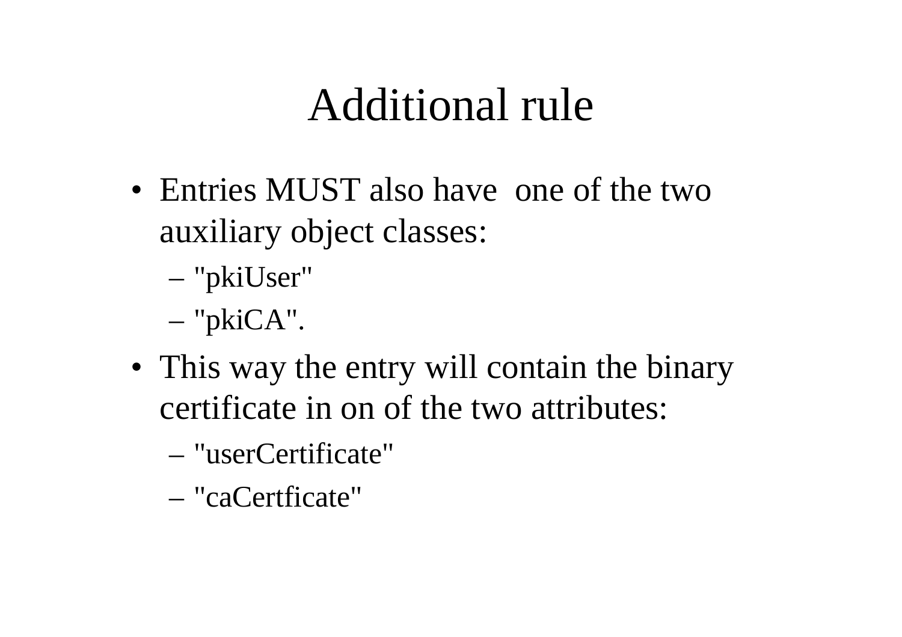# Additional rule

- Entries MUST also have one of the two auxiliary object classes:
  - "pkiUser"
  - "pkiCA".
- This way the entry will contain the binary certificate in on of the two attributes:
  - "userCertificate"
  - "caCertficate"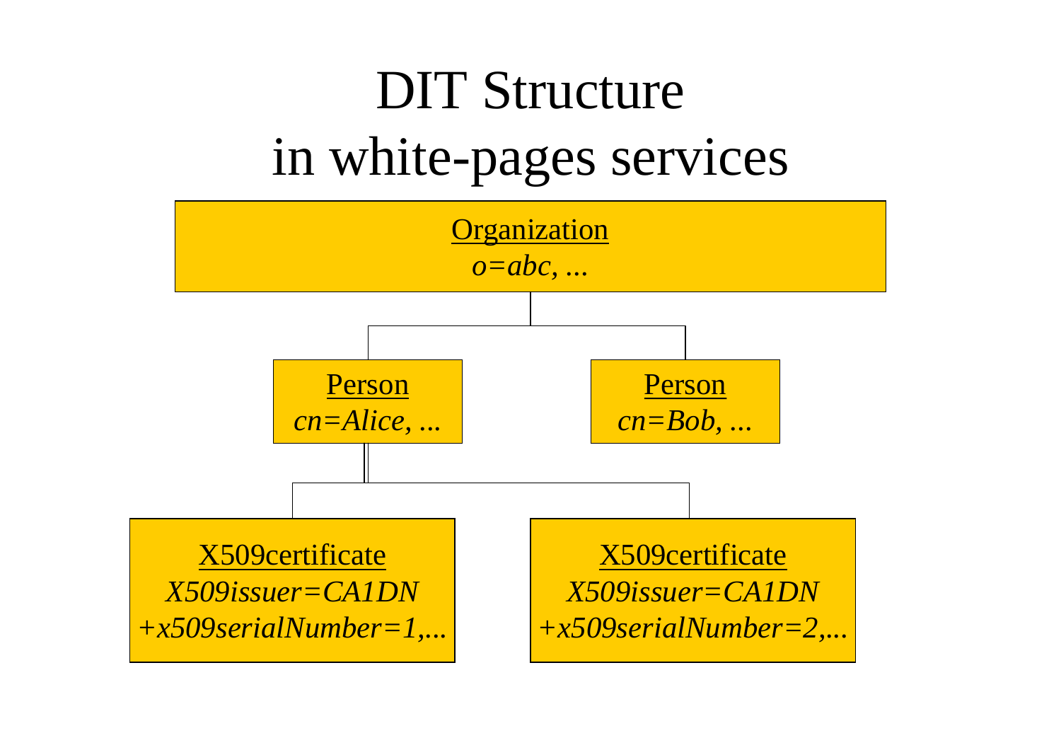# DIT Structure in white-pages services

Organization
*o=abc, ...*

Person
*cn=Alice, ...*

Person
*cn=Bob, ...*

X509certificate
*X509issuer=CA1DN +x509serialNumber=1,...*

X509certificate
*X509issuer=CA1DN +x509serialNumber=2,...*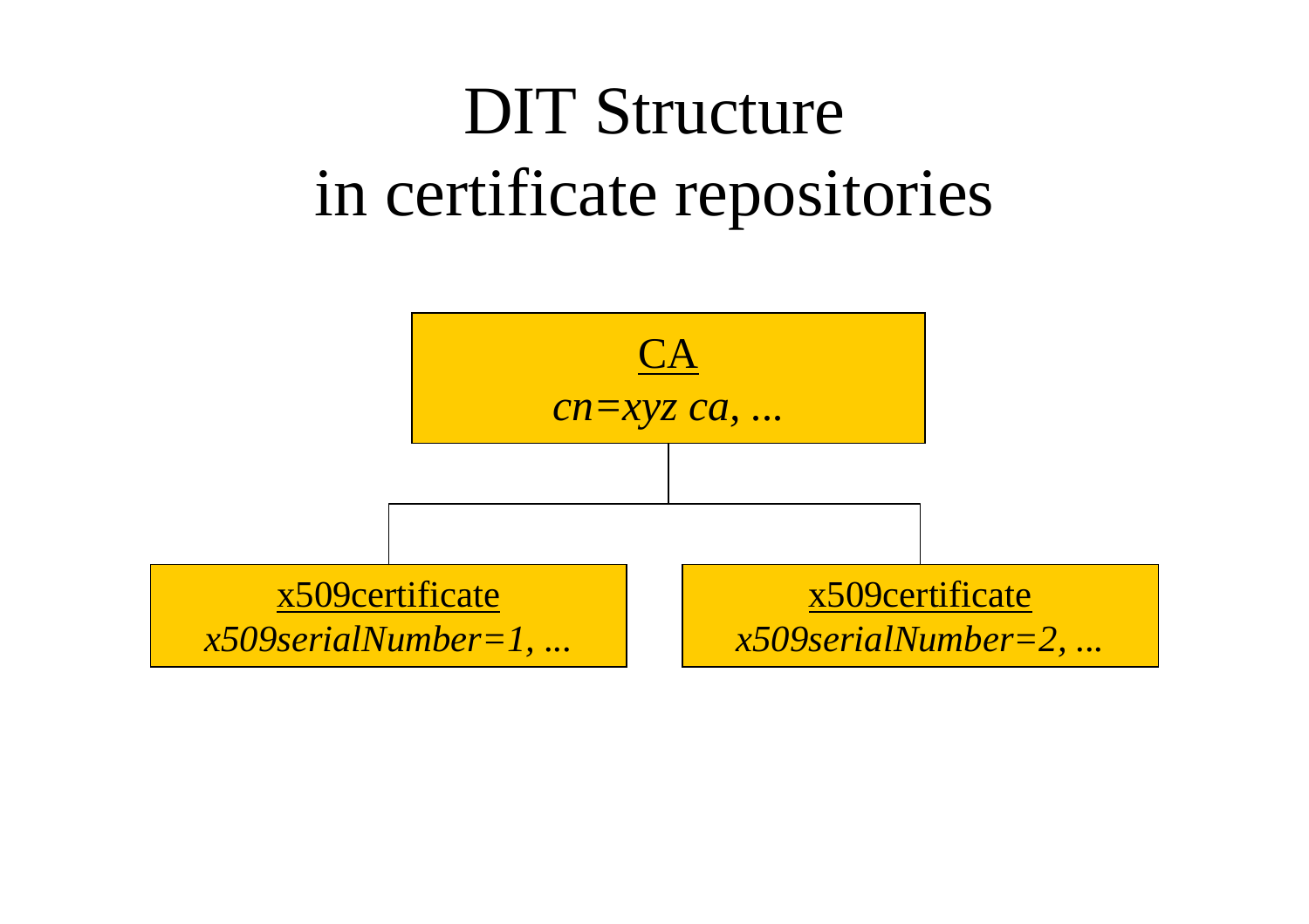# DIT Structure in certificate repositories

CA
*cn=xyz ca, ...*

x509certificate
*x509serialNumber=1, ...*

x509certificate
*x509serialNumber=2, ...*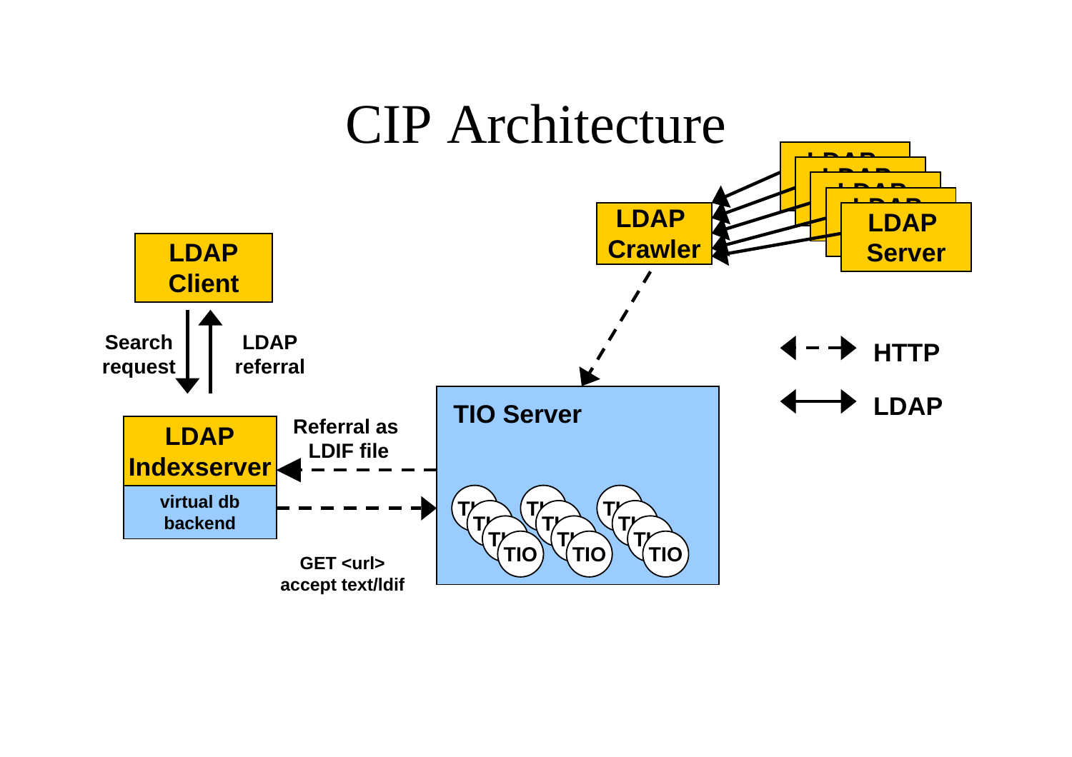# CIP Architecture

LDAP Client

Search request

LDAP referral

LDAP Indexserver

virtual db backend

Referral as LDIF file

GET <url>
accept text/ldif

TIO Server

TIO

TIO

TIO

LDAP Crawler

LDAP Server

HTTP

LDAP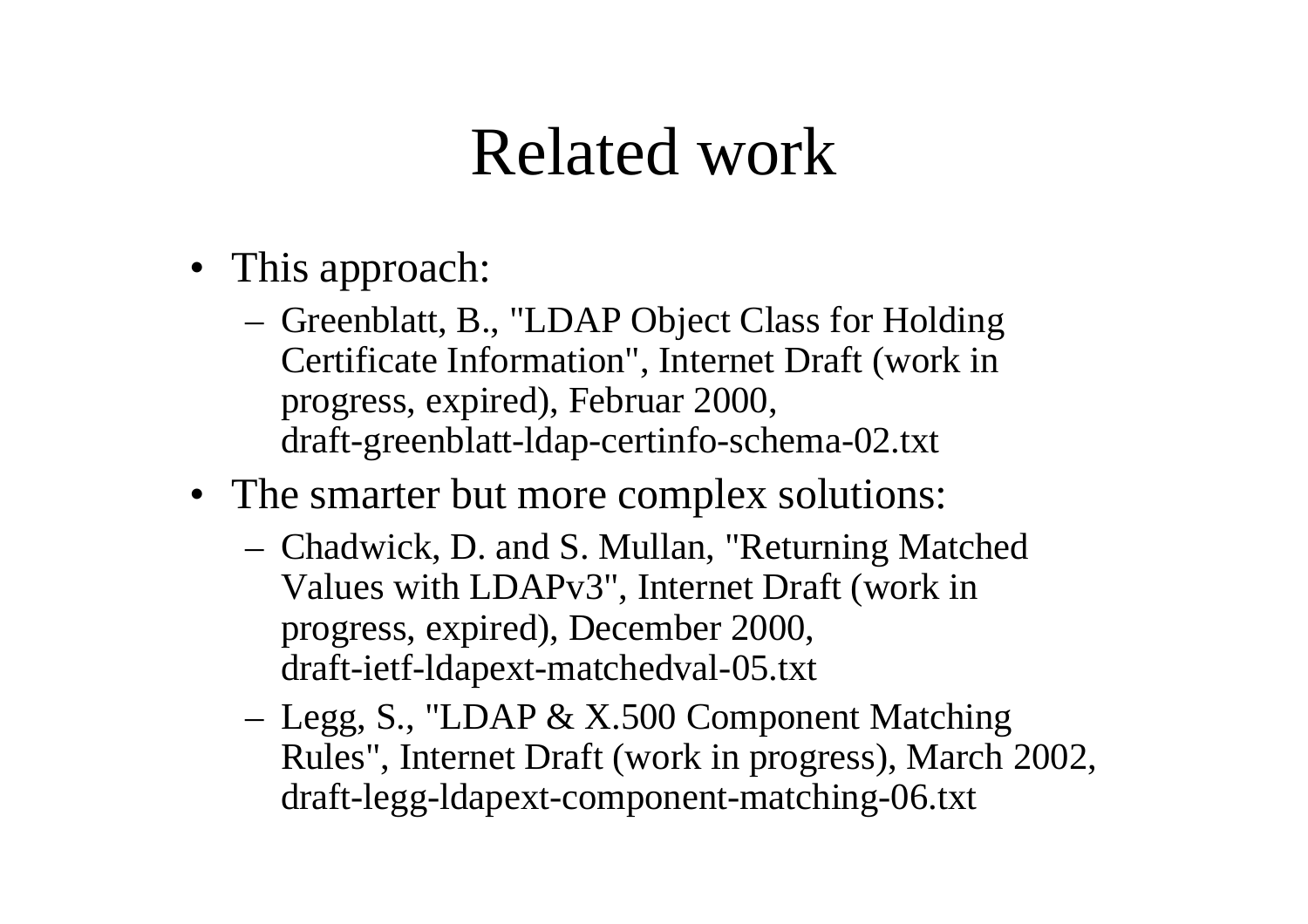# Related work

- This approach:
  - Greenblatt, B., "LDAP Object Class for Holding Certificate Information", Internet Draft (work in progress, expired), Februar 2000, draft-greenblatt-ldap-certinfo-schema-02.txt
- The smarter but more complex solutions:
  - Chadwick, D. and S. Mullan, "Returning Matched Values with LDAPv3", Internet Draft (work in progress, expired), December 2000, draft-ietf-ldapext-matchedval-05.txt
  - Legg, S., "LDAP & X.500 Component Matching Rules", Internet Draft (work in progress), March 2002, draft-legg-ldapext-component-matching-06.txt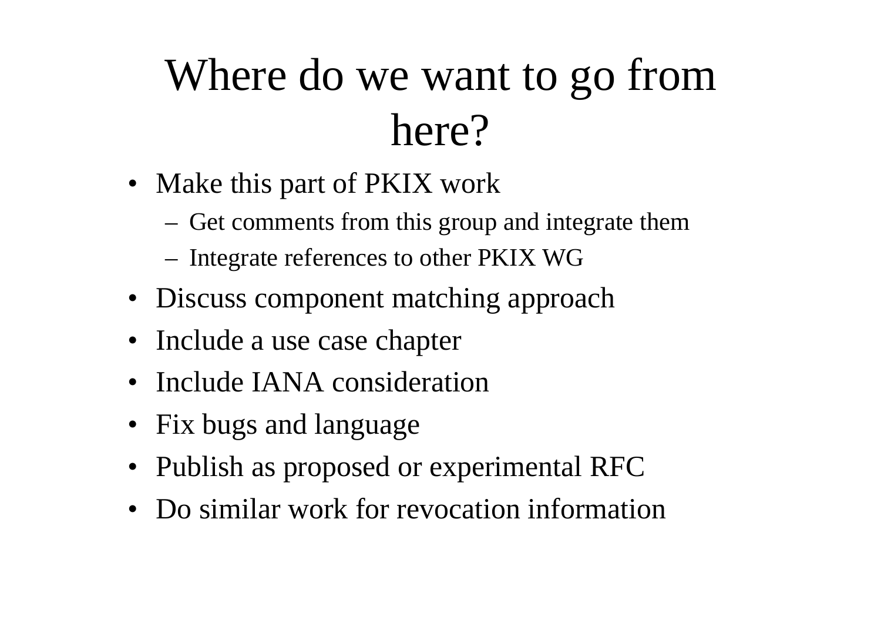# Where do we want to go from here?

- Make this part of PKIX work
  - Get comments from this group and integrate them
  - Integrate references to other PKIX WG
- Discuss component matching approach
- Include a use case chapter
- Include IANA consideration
- Fix bugs and language
- Publish as proposed or experimental RFC
- Do similar work for revocation information